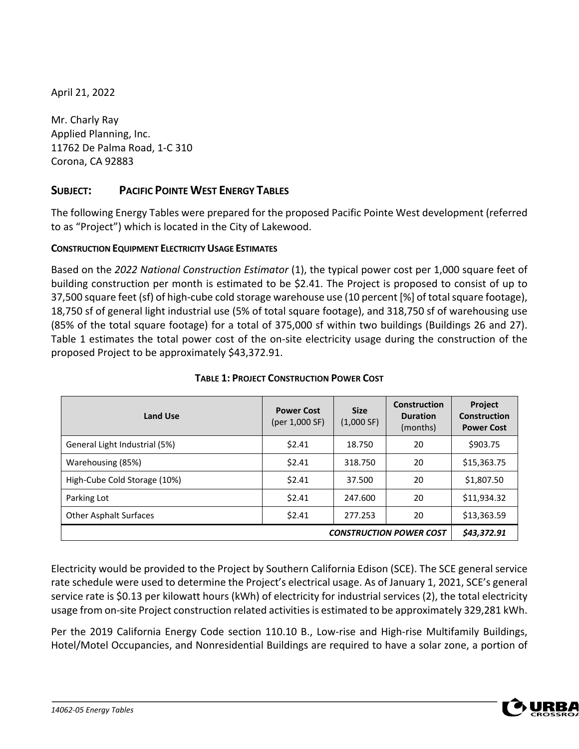April 21, 2022

Mr. Charly Ray
Applied Planning, Inc.
11762 De Palma Road, 1-C 310
Corona, CA 92883

## SUBJECT: PACIFIC POINTE WEST ENERGY TABLES

The following Energy Tables were prepared for the proposed Pacific Pointe West development (referred to as "Project") which is located in the City of Lakewood.

### CONSTRUCTION EQUIPMENT ELECTRICITY USAGE ESTIMATES

Based on the *2022 National Construction Estimator* (1), the typical power cost per 1,000 square feet of building construction per month is estimated to be $2.41. The Project is proposed to consist of up to 37,500 square feet (sf) of high-cube cold storage warehouse use (10 percent [%] of total square footage), 18,750 sf of general light industrial use (5% of total square footage), and 318,750 sf of warehousing use (85% of the total square footage) for a total of 375,000 sf within two buildings (Buildings 26 and 27). Table 1 estimates the total power cost of the on-site electricity usage during the construction of the proposed Project to be approximately $43,372.91.

**TABLE 1: PROJECT CONSTRUCTION POWER COST**

| Land Use | Power Cost (per 1,000 SF) | Size (1,000 SF) | Construction Duration (months) | Project Construction Power Cost |
|---|---|---|---|---|
| General Light Industrial (5%) | $2.41 | 18.750 | 20 | $903.75 |
| Warehousing (85%) | $2.41 | 318.750 | 20 | $15,363.75 |
| High-Cube Cold Storage (10%) | $2.41 | 37.500 | 20 | $1,807.50 |
| Parking Lot | $2.41 | 247.600 | 20 | $11,934.32 |
| Other Asphalt Surfaces | $2.41 | 277.253 | 20 | $13,363.59 |
| | | | ***CONSTRUCTION POWER COST*** | ***$43,372.91*** |

Electricity would be provided to the Project by Southern California Edison (SCE). The SCE general service rate schedule were used to determine the Project's electrical usage. As of January 1, 2021, SCE's general service rate is $0.13 per kilowatt hours (kWh) of electricity for industrial services (2), the total electricity usage from on-site Project construction related activities is estimated to be approximately 329,281 kWh.

Per the 2019 California Energy Code section 110.10 B., Low-rise and High-rise Multifamily Buildings, Hotel/Motel Occupancies, and Nonresidential Buildings are required to have a solar zone, a portion of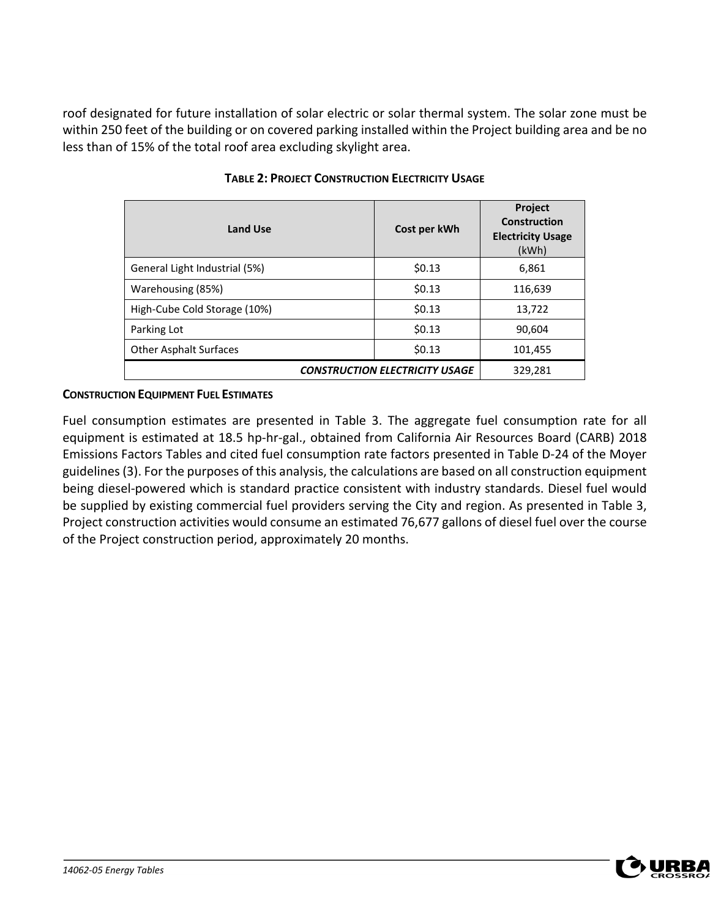roof designated for future installation of solar electric or solar thermal system. The solar zone must be within 250 feet of the building or on covered parking installed within the Project building area and be no less than of 15% of the total roof area excluding skylight area.

**TABLE 2: PROJECT CONSTRUCTION ELECTRICITY USAGE**

| Land Use | Cost per kWh | Project Construction Electricity Usage (kWh) |
|---|---|---|
| General Light Industrial (5%) | $0.13 | 6,861 |
| Warehousing (85%) | $0.13 | 116,639 |
| High-Cube Cold Storage (10%) | $0.13 | 13,722 |
| Parking Lot | $0.13 | 90,604 |
| Other Asphalt Surfaces | $0.13 | 101,455 |
| ***CONSTRUCTION ELECTRICITY USAGE*** | | 329,281 |

**CONSTRUCTION EQUIPMENT FUEL ESTIMATES**

Fuel consumption estimates are presented in Table 3. The aggregate fuel consumption rate for all equipment is estimated at 18.5 hp-hr-gal., obtained from California Air Resources Board (CARB) 2018 Emissions Factors Tables and cited fuel consumption rate factors presented in Table D-24 of the Moyer guidelines (3). For the purposes of this analysis, the calculations are based on all construction equipment being diesel-powered which is standard practice consistent with industry standards. Diesel fuel would be supplied by existing commercial fuel providers serving the City and region. As presented in Table 3, Project construction activities would consume an estimated 76,677 gallons of diesel fuel over the course of the Project construction period, approximately 20 months.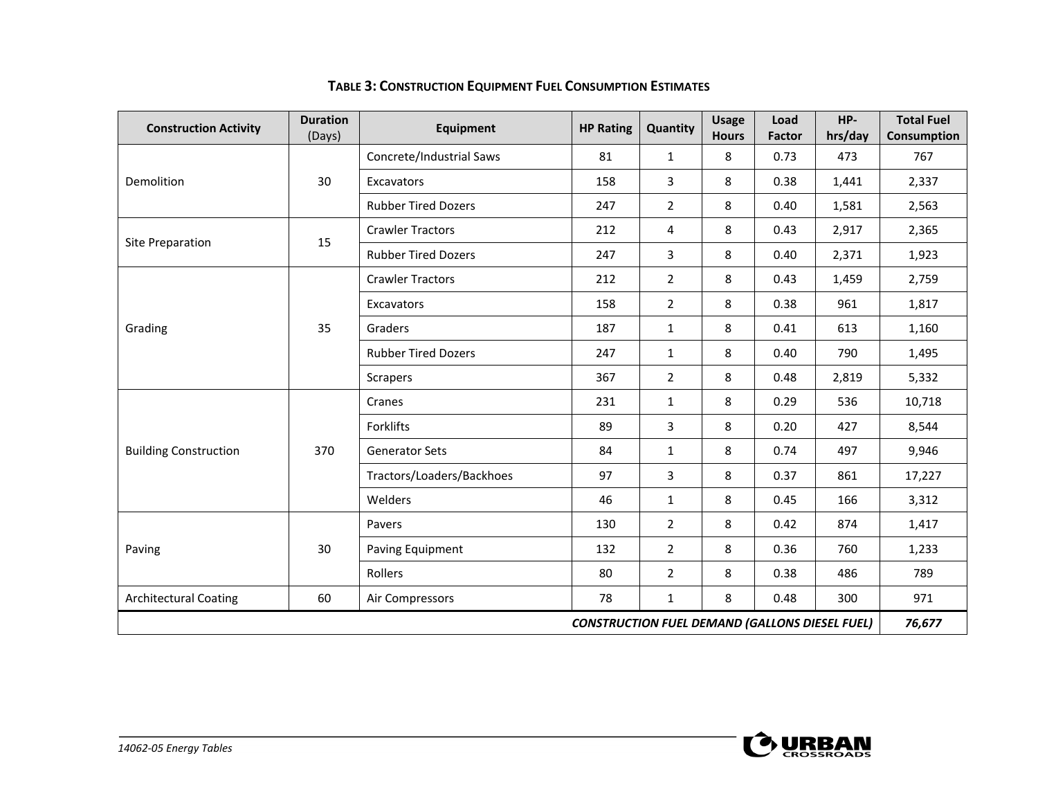**TABLE 3: CONSTRUCTION EQUIPMENT FUEL CONSUMPTION ESTIMATES**

| Construction Activity | Duration (Days) | Equipment | HP Rating | Quantity | Usage Hours | Load Factor | HP-hrs/day | Total Fuel Consumption |
|---|---|---|---|---|---|---|---|---|
| Demolition | 30 | Concrete/Industrial Saws | 81 | 1 | 8 | 0.73 | 473 | 767 |
| | | Excavators | 158 | 3 | 8 | 0.38 | 1,441 | 2,337 |
| | | Rubber Tired Dozers | 247 | 2 | 8 | 0.40 | 1,581 | 2,563 |
| Site Preparation | 15 | Crawler Tractors | 212 | 4 | 8 | 0.43 | 2,917 | 2,365 |
| | | Rubber Tired Dozers | 247 | 3 | 8 | 0.40 | 2,371 | 1,923 |
| Grading | 35 | Crawler Tractors | 212 | 2 | 8 | 0.43 | 1,459 | 2,759 |
| | | Excavators | 158 | 2 | 8 | 0.38 | 961 | 1,817 |
| | | Graders | 187 | 1 | 8 | 0.41 | 613 | 1,160 |
| | | Rubber Tired Dozers | 247 | 1 | 8 | 0.40 | 790 | 1,495 |
| | | Scrapers | 367 | 2 | 8 | 0.48 | 2,819 | 5,332 |
| Building Construction | 370 | Cranes | 231 | 1 | 8 | 0.29 | 536 | 10,718 |
| | | Forklifts | 89 | 3 | 8 | 0.20 | 427 | 8,544 |
| | | Generator Sets | 84 | 1 | 8 | 0.74 | 497 | 9,946 |
| | | Tractors/Loaders/Backhoes | 97 | 3 | 8 | 0.37 | 861 | 17,227 |
| | | Welders | 46 | 1 | 8 | 0.45 | 166 | 3,312 |
| Paving | 30 | Pavers | 130 | 2 | 8 | 0.42 | 874 | 1,417 |
| | | Paving Equipment | 132 | 2 | 8 | 0.36 | 760 | 1,233 |
| | | Rollers | 80 | 2 | 8 | 0.38 | 486 | 789 |
| Architectural Coating | 60 | Air Compressors | 78 | 1 | 8 | 0.48 | 300 | 971 |
| ***CONSTRUCTION FUEL DEMAND (GALLONS DIESEL FUEL)*** | | | | | | | | ***76,677*** |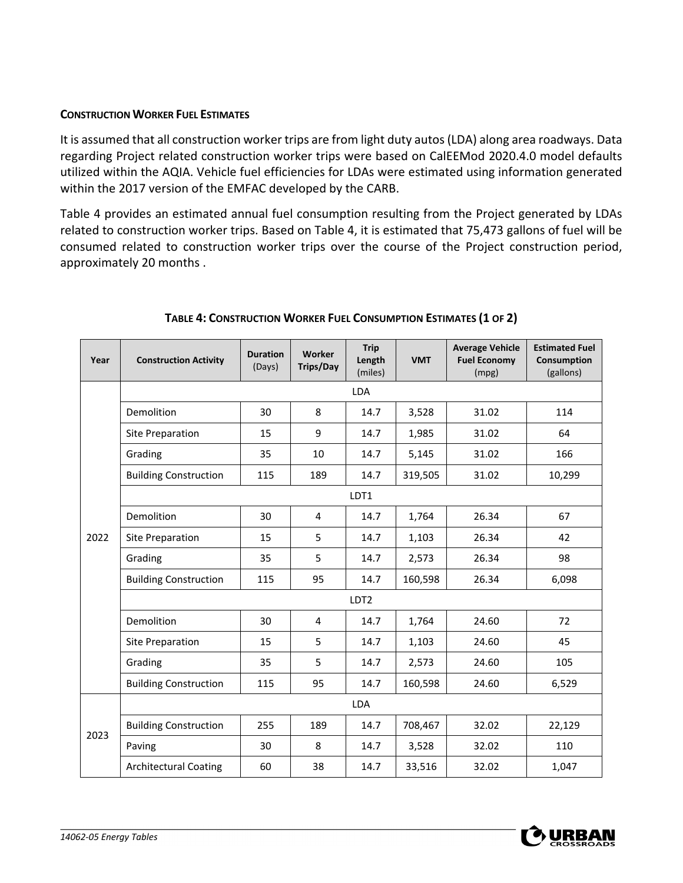#### CONSTRUCTION WORKER FUEL ESTIMATES

It is assumed that all construction worker trips are from light duty autos (LDA) along area roadways. Data regarding Project related construction worker trips were based on CalEEMod 2020.4.0 model defaults utilized within the AQIA. Vehicle fuel efficiencies for LDAs were estimated using information generated within the 2017 version of the EMFAC developed by the CARB.

Table 4 provides an estimated annual fuel consumption resulting from the Project generated by LDAs related to construction worker trips. Based on Table 4, it is estimated that 75,473 gallons of fuel will be consumed related to construction worker trips over the course of the Project construction period, approximately 20 months .

**TABLE 4: CONSTRUCTION WORKER FUEL CONSUMPTION ESTIMATES (1 OF 2)**

| Year | Construction Activity | Duration (Days) | Worker Trips/Day | Trip Length (miles) | VMT | Average Vehicle Fuel Economy (mpg) | Estimated Fuel Consumption (gallons) |
|---|---|---|---|---|---|---|---|
| 2022 | LDA | | | | | | |
| | Demolition | 30 | 8 | 14.7 | 3,528 | 31.02 | 114 |
| | Site Preparation | 15 | 9 | 14.7 | 1,985 | 31.02 | 64 |
| | Grading | 35 | 10 | 14.7 | 5,145 | 31.02 | 166 |
| | Building Construction | 115 | 189 | 14.7 | 319,505 | 31.02 | 10,299 |
| | LDT1 | | | | | | |
| | Demolition | 30 | 4 | 14.7 | 1,764 | 26.34 | 67 |
| | Site Preparation | 15 | 5 | 14.7 | 1,103 | 26.34 | 42 |
| | Grading | 35 | 5 | 14.7 | 2,573 | 26.34 | 98 |
| | Building Construction | 115 | 95 | 14.7 | 160,598 | 26.34 | 6,098 |
| | LDT2 | | | | | | |
| | Demolition | 30 | 4 | 14.7 | 1,764 | 24.60 | 72 |
| | Site Preparation | 15 | 5 | 14.7 | 1,103 | 24.60 | 45 |
| | Grading | 35 | 5 | 14.7 | 2,573 | 24.60 | 105 |
| | Building Construction | 115 | 95 | 14.7 | 160,598 | 24.60 | 6,529 |
| 2023 | LDA | | | | | | |
| | Building Construction | 255 | 189 | 14.7 | 708,467 | 32.02 | 22,129 |
| | Paving | 30 | 8 | 14.7 | 3,528 | 32.02 | 110 |
| | Architectural Coating | 60 | 38 | 14.7 | 33,516 | 32.02 | 1,047 |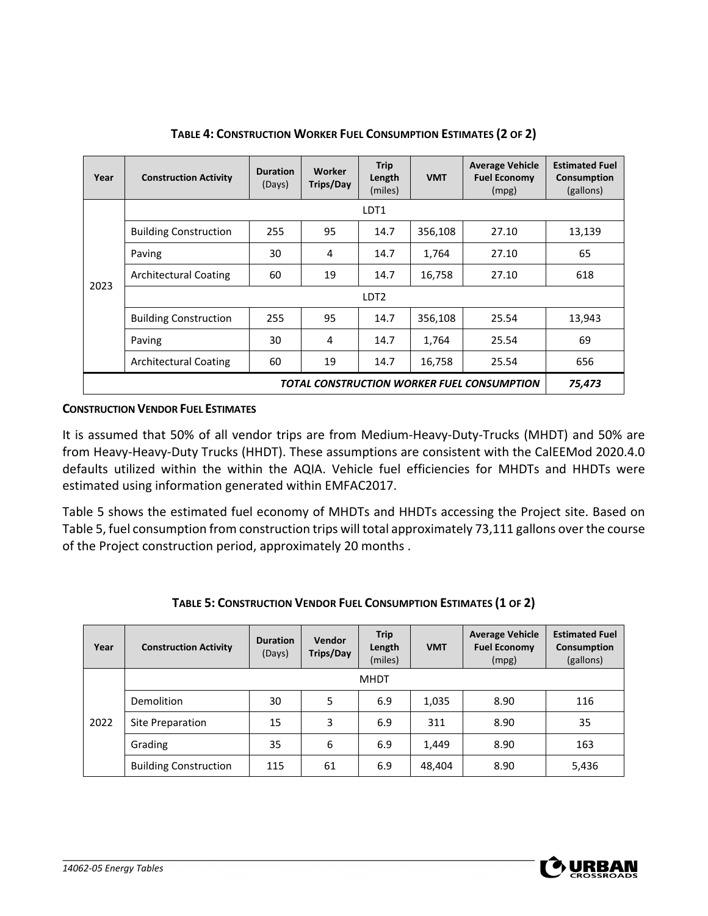**TABLE 4: CONSTRUCTION WORKER FUEL CONSUMPTION ESTIMATES (2 OF 2)**

| Year | Construction Activity | Duration (Days) | Worker Trips/Day | Trip Length (miles) | VMT | Average Vehicle Fuel Economy (mpg) | Estimated Fuel Consumption (gallons) |
|---|---|---|---|---|---|---|---|
| 2023 | LDT1 | | | | | | |
| | Building Construction | 255 | 95 | 14.7 | 356,108 | 27.10 | 13,139 |
| | Paving | 30 | 4 | 14.7 | 1,764 | 27.10 | 65 |
| | Architectural Coating | 60 | 19 | 14.7 | 16,758 | 27.10 | 618 |
| | LDT2 | | | | | | |
| | Building Construction | 255 | 95 | 14.7 | 356,108 | 25.54 | 13,943 |
| | Paving | 30 | 4 | 14.7 | 1,764 | 25.54 | 69 |
| | Architectural Coating | 60 | 19 | 14.7 | 16,758 | 25.54 | 656 |
| ***TOTAL CONSTRUCTION WORKER FUEL CONSUMPTION*** | | | | | | | ***75,473*** |

**CONSTRUCTION VENDOR FUEL ESTIMATES**

It is assumed that 50% of all vendor trips are from Medium-Heavy-Duty-Trucks (MHDT) and 50% are from Heavy-Heavy-Duty Trucks (HHDT). These assumptions are consistent with the CalEEMod 2020.4.0 defaults utilized within the within the AQIA. Vehicle fuel efficiencies for MHDTs and HHDTs were estimated using information generated within EMFAC2017.

Table 5 shows the estimated fuel economy of MHDTs and HHDTs accessing the Project site. Based on Table 5, fuel consumption from construction trips will total approximately 73,111 gallons over the course of the Project construction period, approximately 20 months .

**TABLE 5: CONSTRUCTION VENDOR FUEL CONSUMPTION ESTIMATES (1 OF 2)**

| Year | Construction Activity | Duration (Days) | Vendor Trips/Day | Trip Length (miles) | VMT | Average Vehicle Fuel Economy (mpg) | Estimated Fuel Consumption (gallons) |
|---|---|---|---|---|---|---|---|
| 2022 | MHDT | | | | | | |
| | Demolition | 30 | 5 | 6.9 | 1,035 | 8.90 | 116 |
| | Site Preparation | 15 | 3 | 6.9 | 311 | 8.90 | 35 |
| | Grading | 35 | 6 | 6.9 | 1,449 | 8.90 | 163 |
| | Building Construction | 115 | 61 | 6.9 | 48,404 | 8.90 | 5,436 |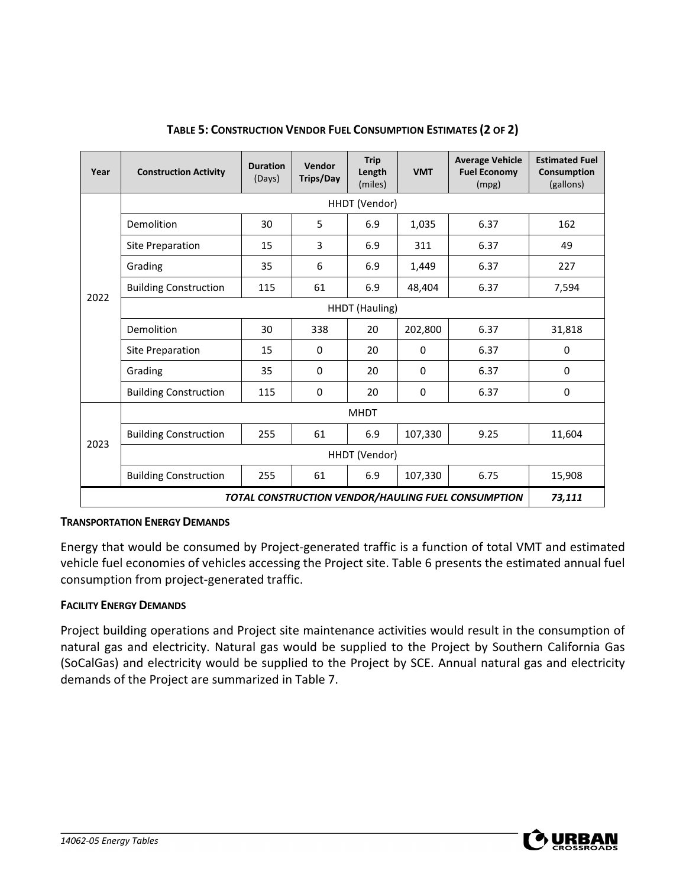**TABLE 5: CONSTRUCTION VENDOR FUEL CONSUMPTION ESTIMATES (2 OF 2)**

| Year | Construction Activity | Duration (Days) | Vendor Trips/Day | Trip Length (miles) | VMT | Average Vehicle Fuel Economy (mpg) | Estimated Fuel Consumption (gallons) |
|---|---|---|---|---|---|---|---|
| 2022 | HHDT (Vendor) | | | | | | |
| | Demolition | 30 | 5 | 6.9 | 1,035 | 6.37 | 162 |
| | Site Preparation | 15 | 3 | 6.9 | 311 | 6.37 | 49 |
| | Grading | 35 | 6 | 6.9 | 1,449 | 6.37 | 227 |
| | Building Construction | 115 | 61 | 6.9 | 48,404 | 6.37 | 7,594 |
| | HHDT (Hauling) | | | | | | |
| | Demolition | 30 | 338 | 20 | 202,800 | 6.37 | 31,818 |
| | Site Preparation | 15 | 0 | 20 | 0 | 6.37 | 0 |
| | Grading | 35 | 0 | 20 | 0 | 6.37 | 0 |
| | Building Construction | 115 | 0 | 20 | 0 | 6.37 | 0 |
| 2023 | MHDT | | | | | | |
| | Building Construction | 255 | 61 | 6.9 | 107,330 | 9.25 | 11,604 |
| | HHDT (Vendor) | | | | | | |
| | Building Construction | 255 | 61 | 6.9 | 107,330 | 6.75 | 15,908 |
| ***TOTAL CONSTRUCTION VENDOR/HAULING FUEL CONSUMPTION*** | | | | | | | ***73,111*** |

**TRANSPORTATION ENERGY DEMANDS**

Energy that would be consumed by Project-generated traffic is a function of total VMT and estimated vehicle fuel economies of vehicles accessing the Project site. Table 6 presents the estimated annual fuel consumption from project-generated traffic.

**FACILITY ENERGY DEMANDS**

Project building operations and Project site maintenance activities would result in the consumption of natural gas and electricity. Natural gas would be supplied to the Project by Southern California Gas (SoCalGas) and electricity would be supplied to the Project by SCE. Annual natural gas and electricity demands of the Project are summarized in Table 7.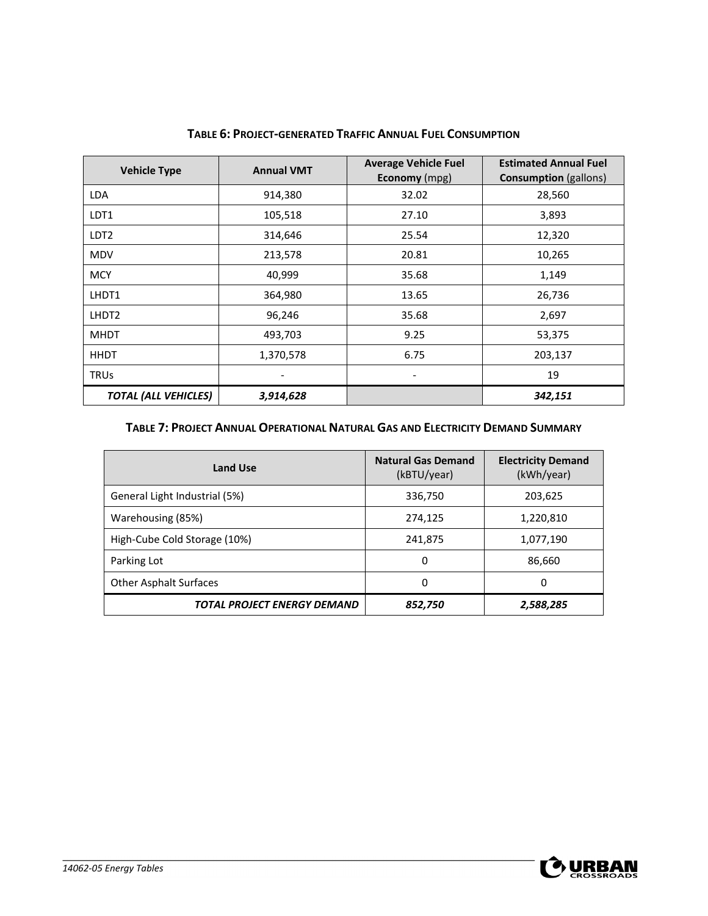**TABLE 6: PROJECT-GENERATED TRAFFIC ANNUAL FUEL CONSUMPTION**

| Vehicle Type | Annual VMT | Average Vehicle Fuel **Economy** (mpg) | Estimated Annual Fuel **Consumption** (gallons) |
|---|---|---|---|
| LDA | 914,380 | 32.02 | 28,560 |
| LDT1 | 105,518 | 27.10 | 3,893 |
| LDT2 | 314,646 | 25.54 | 12,320 |
| MDV | 213,578 | 20.81 | 10,265 |
| MCY | 40,999 | 35.68 | 1,149 |
| LHDT1 | 364,980 | 13.65 | 26,736 |
| LHDT2 | 96,246 | 35.68 | 2,697 |
| MHDT | 493,703 | 9.25 | 53,375 |
| HHDT | 1,370,578 | 6.75 | 203,137 |
| TRUs | - | - | 19 |
| ***TOTAL (ALL VEHICLES)*** | ***3,914,628*** | | ***342,151*** |

**TABLE 7: PROJECT ANNUAL OPERATIONAL NATURAL GAS AND ELECTRICITY DEMAND SUMMARY**

| Land Use | Natural Gas Demand (kBTU/year) | Electricity Demand (kWh/year) |
|---|---|---|
| General Light Industrial (5%) | 336,750 | 203,625 |
| Warehousing (85%) | 274,125 | 1,220,810 |
| High-Cube Cold Storage (10%) | 241,875 | 1,077,190 |
| Parking Lot | 0 | 86,660 |
| Other Asphalt Surfaces | 0 | 0 |
| ***TOTAL PROJECT ENERGY DEMAND*** | ***852,750*** | ***2,588,285*** |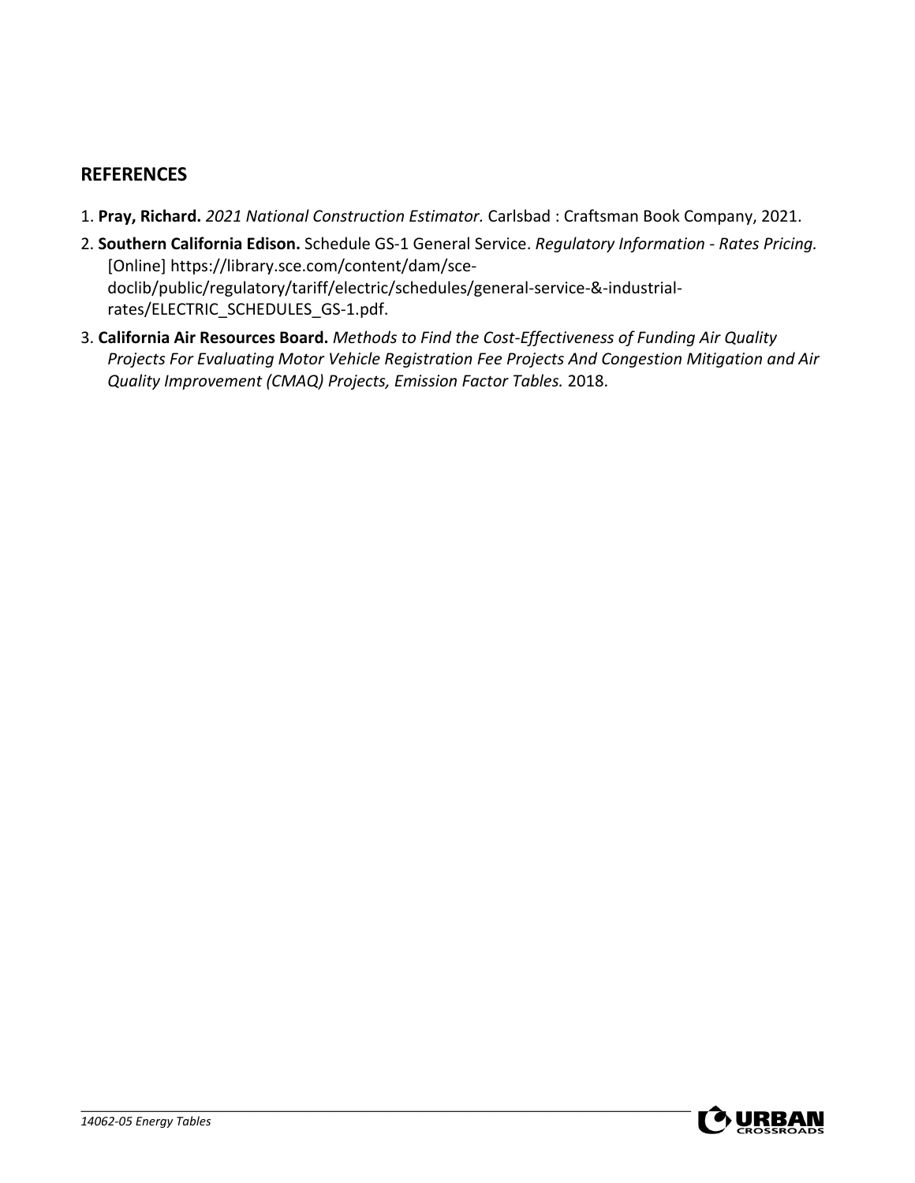## REFERENCES

1. **Pray, Richard.** *2021 National Construction Estimator.* Carlsbad : Craftsman Book Company, 2021.
2. **Southern California Edison.** Schedule GS-1 General Service. *Regulatory Information - Rates Pricing.* [Online] https://library.sce.com/content/dam/sce-doclib/public/regulatory/tariff/electric/schedules/general-service-&-industrial-rates/ELECTRIC_SCHEDULES_GS-1.pdf.
3. **California Air Resources Board.** *Methods to Find the Cost-Effectiveness of Funding Air Quality Projects For Evaluating Motor Vehicle Registration Fee Projects And Congestion Mitigation and Air Quality Improvement (CMAQ) Projects, Emission Factor Tables.* 2018.